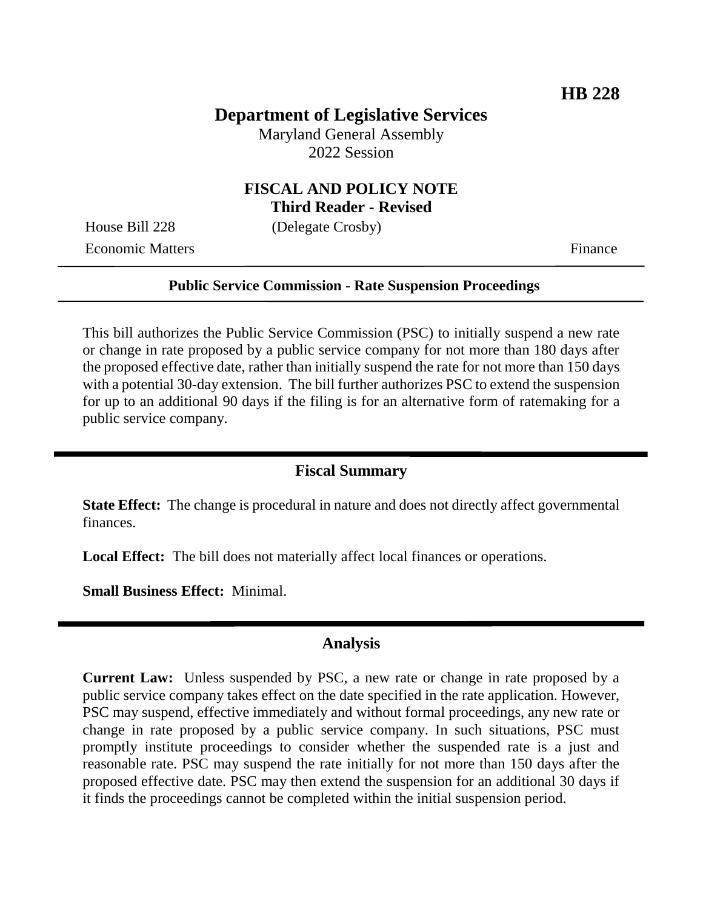**HB 228**

# Department of Legislative Services

Maryland General Assembly
2022 Session

## FISCAL AND POLICY NOTE
**Third Reader - Revised**

House Bill 228 (Delegate Crosby)
Economic Matters Finance

**Public Service Commission - Rate Suspension Proceedings**

This bill authorizes the Public Service Commission (PSC) to initially suspend a new rate or change in rate proposed by a public service company for not more than 180 days after the proposed effective date, rather than initially suspend the rate for not more than 150 days with a potential 30-day extension. The bill further authorizes PSC to extend the suspension for up to an additional 90 days if the filing is for an alternative form of ratemaking for a public service company.

## Fiscal Summary

**State Effect:** The change is procedural in nature and does not directly affect governmental finances.

**Local Effect:** The bill does not materially affect local finances or operations.

**Small Business Effect:** Minimal.

## Analysis

**Current Law:** Unless suspended by PSC, a new rate or change in rate proposed by a public service company takes effect on the date specified in the rate application. However, PSC may suspend, effective immediately and without formal proceedings, any new rate or change in rate proposed by a public service company. In such situations, PSC must promptly institute proceedings to consider whether the suspended rate is a just and reasonable rate. PSC may suspend the rate initially for not more than 150 days after the proposed effective date. PSC may then extend the suspension for an additional 30 days if it finds the proceedings cannot be completed within the initial suspension period.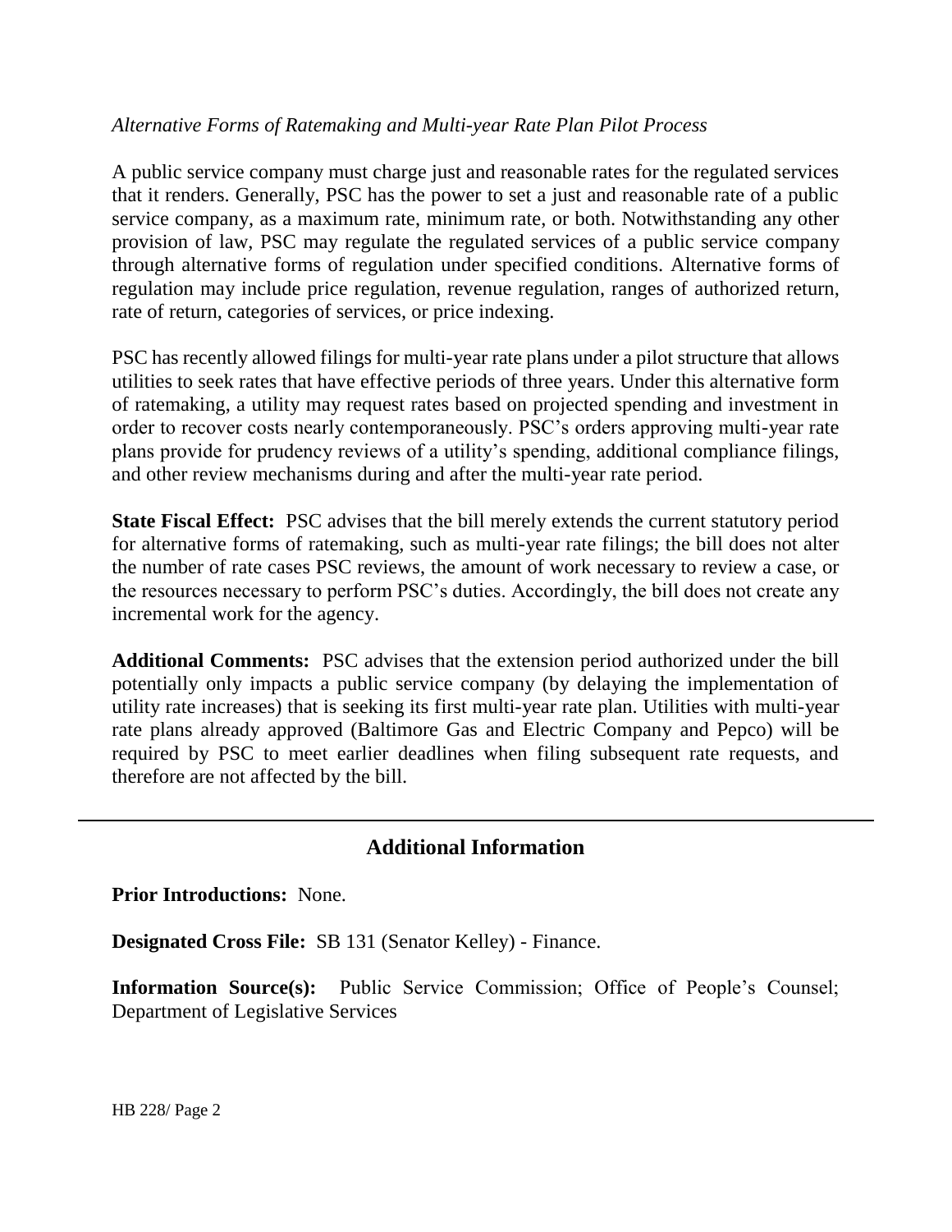*Alternative Forms of Ratemaking and Multi-year Rate Plan Pilot Process*

A public service company must charge just and reasonable rates for the regulated services that it renders. Generally, PSC has the power to set a just and reasonable rate of a public service company, as a maximum rate, minimum rate, or both. Notwithstanding any other provision of law, PSC may regulate the regulated services of a public service company through alternative forms of regulation under specified conditions. Alternative forms of regulation may include price regulation, revenue regulation, ranges of authorized return, rate of return, categories of services, or price indexing.

PSC has recently allowed filings for multi-year rate plans under a pilot structure that allows utilities to seek rates that have effective periods of three years. Under this alternative form of ratemaking, a utility may request rates based on projected spending and investment in order to recover costs nearly contemporaneously. PSC's orders approving multi-year rate plans provide for prudency reviews of a utility's spending, additional compliance filings, and other review mechanisms during and after the multi-year rate period.

**State Fiscal Effect:** PSC advises that the bill merely extends the current statutory period for alternative forms of ratemaking, such as multi-year rate filings; the bill does not alter the number of rate cases PSC reviews, the amount of work necessary to review a case, or the resources necessary to perform PSC's duties. Accordingly, the bill does not create any incremental work for the agency.

**Additional Comments:** PSC advises that the extension period authorized under the bill potentially only impacts a public service company (by delaying the implementation of utility rate increases) that is seeking its first multi-year rate plan. Utilities with multi-year rate plans already approved (Baltimore Gas and Electric Company and Pepco) will be required by PSC to meet earlier deadlines when filing subsequent rate requests, and therefore are not affected by the bill.

## Additional Information

**Prior Introductions:** None.

**Designated Cross File:** SB 131 (Senator Kelley) - Finance.

**Information Source(s):** Public Service Commission; Office of People's Counsel; Department of Legislative Services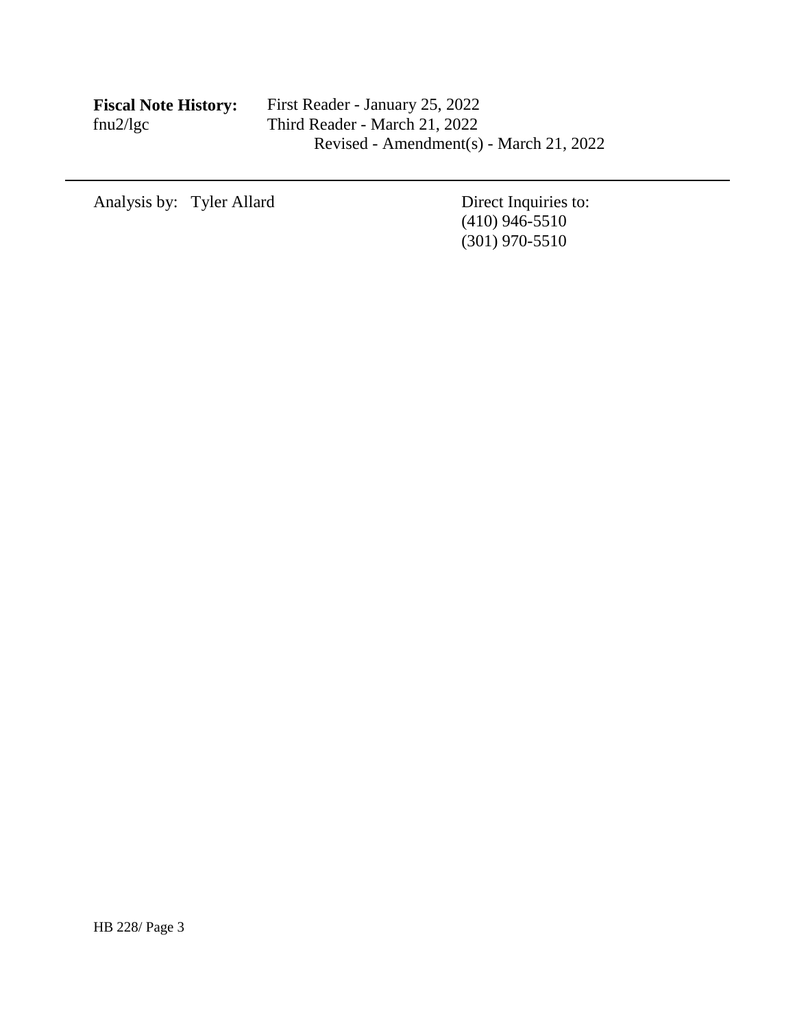**Fiscal Note History:** First Reader - January 25, 2022
fnu2/lgc Third Reader - March 21, 2022
Revised - Amendment(s) - March 21, 2022

---

Analysis by: Tyler Allard

Direct Inquiries to:
(410) 946-5510
(301) 970-5510